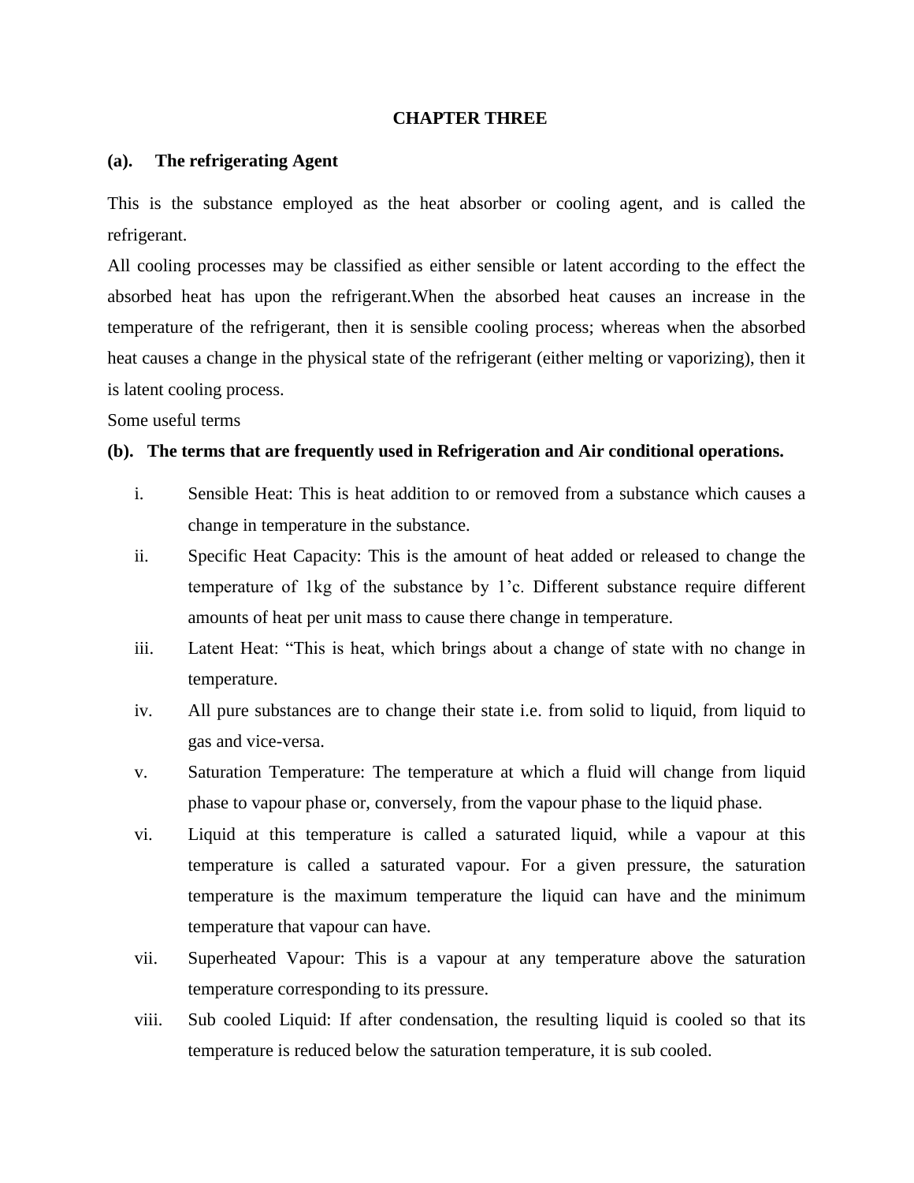# CHAPTER THREE

## (a). The refrigerating Agent

This is the substance employed as the heat absorber or cooling agent, and is called the refrigerant.

All cooling processes may be classified as either sensible or latent according to the effect the absorbed heat has upon the refrigerant.When the absorbed heat causes an increase in the temperature of the refrigerant, then it is sensible cooling process; whereas when the absorbed heat causes a change in the physical state of the refrigerant (either melting or vaporizing), then it is latent cooling process.

Some useful terms

## (b). The terms that are frequently used in Refrigeration and Air conditional operations.

i. Sensible Heat: This is heat addition to or removed from a substance which causes a change in temperature in the substance.

ii. Specific Heat Capacity: This is the amount of heat added or released to change the temperature of 1kg of the substance by 1'c. Different substance require different amounts of heat per unit mass to cause there change in temperature.

iii. Latent Heat: "This is heat, which brings about a change of state with no change in temperature.

iv. All pure substances are to change their state i.e. from solid to liquid, from liquid to gas and vice-versa.

v. Saturation Temperature: The temperature at which a fluid will change from liquid phase to vapour phase or, conversely, from the vapour phase to the liquid phase.

vi. Liquid at this temperature is called a saturated liquid, while a vapour at this temperature is called a saturated vapour. For a given pressure, the saturation temperature is the maximum temperature the liquid can have and the minimum temperature that vapour can have.

vii. Superheated Vapour: This is a vapour at any temperature above the saturation temperature corresponding to its pressure.

viii. Sub cooled Liquid: If after condensation, the resulting liquid is cooled so that its temperature is reduced below the saturation temperature, it is sub cooled.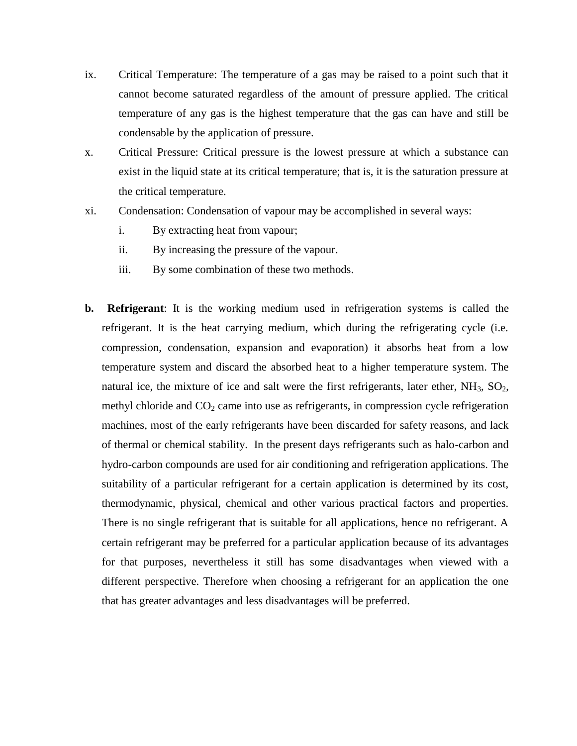ix. Critical Temperature: The temperature of a gas may be raised to a point such that it cannot become saturated regardless of the amount of pressure applied. The critical temperature of any gas is the highest temperature that the gas can have and still be condensable by the application of pressure.

x. Critical Pressure: Critical pressure is the lowest pressure at which a substance can exist in the liquid state at its critical temperature; that is, it is the saturation pressure at the critical temperature.

xi. Condensation: Condensation of vapour may be accomplished in several ways:

   i. By extracting heat from vapour;

   ii. By increasing the pressure of the vapour.

   iii. By some combination of these two methods.

**b. Refrigerant**: It is the working medium used in refrigeration systems is called the refrigerant. It is the heat carrying medium, which during the refrigerating cycle (i.e. compression, condensation, expansion and evaporation) it absorbs heat from a low temperature system and discard the absorbed heat to a higher temperature system. The natural ice, the mixture of ice and salt were the first refrigerants, later ether, $NH_3$, $SO_2$, methyl chloride and $CO_2$ came into use as refrigerants, in compression cycle refrigeration machines, most of the early refrigerants have been discarded for safety reasons, and lack of thermal or chemical stability. In the present days refrigerants such as halo-carbon and hydro-carbon compounds are used for air conditioning and refrigeration applications. The suitability of a particular refrigerant for a certain application is determined by its cost, thermodynamic, physical, chemical and other various practical factors and properties. There is no single refrigerant that is suitable for all applications, hence no refrigerant. A certain refrigerant may be preferred for a particular application because of its advantages for that purposes, nevertheless it still has some disadvantages when viewed with a different perspective. Therefore when choosing a refrigerant for an application the one that has greater advantages and less disadvantages will be preferred.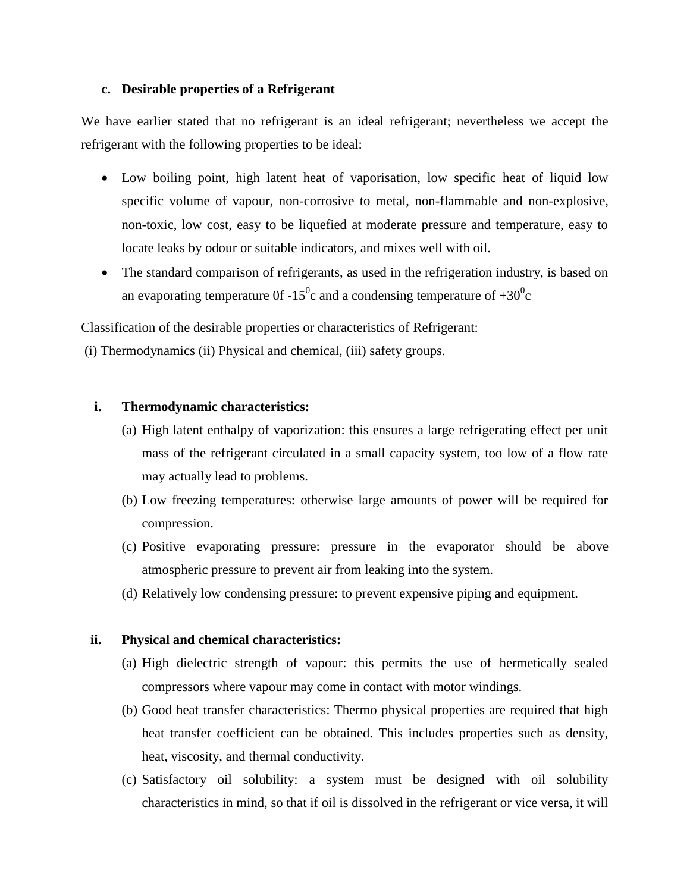### c. Desirable properties of a Refrigerant

We have earlier stated that no refrigerant is an ideal refrigerant; nevertheless we accept the refrigerant with the following properties to be ideal:

- Low boiling point, high latent heat of vaporisation, low specific heat of liquid low specific volume of vapour, non-corrosive to metal, non-flammable and non-explosive, non-toxic, low cost, easy to be liquefied at moderate pressure and temperature, easy to locate leaks by odour or suitable indicators, and mixes well with oil.
- The standard comparison of refrigerants, as used in the refrigeration industry, is based on an evaporating temperature 0f -15$^0$c and a condensing temperature of +30$^0$c

Classification of the desirable properties or characteristics of Refrigerant:
(i) Thermodynamics (ii) Physical and chemical, (iii) safety groups.

#### i. Thermodynamic characteristics:

(a) High latent enthalpy of vaporization: this ensures a large refrigerating effect per unit mass of the refrigerant circulated in a small capacity system, too low of a flow rate may actually lead to problems.

(b) Low freezing temperatures: otherwise large amounts of power will be required for compression.

(c) Positive evaporating pressure: pressure in the evaporator should be above atmospheric pressure to prevent air from leaking into the system.

(d) Relatively low condensing pressure: to prevent expensive piping and equipment.

#### ii. Physical and chemical characteristics:

(a) High dielectric strength of vapour: this permits the use of hermetically sealed compressors where vapour may come in contact with motor windings.

(b) Good heat transfer characteristics: Thermo physical properties are required that high heat transfer coefficient can be obtained. This includes properties such as density, heat, viscosity, and thermal conductivity.

(c) Satisfactory oil solubility: a system must be designed with oil solubility characteristics in mind, so that if oil is dissolved in the refrigerant or vice versa, it will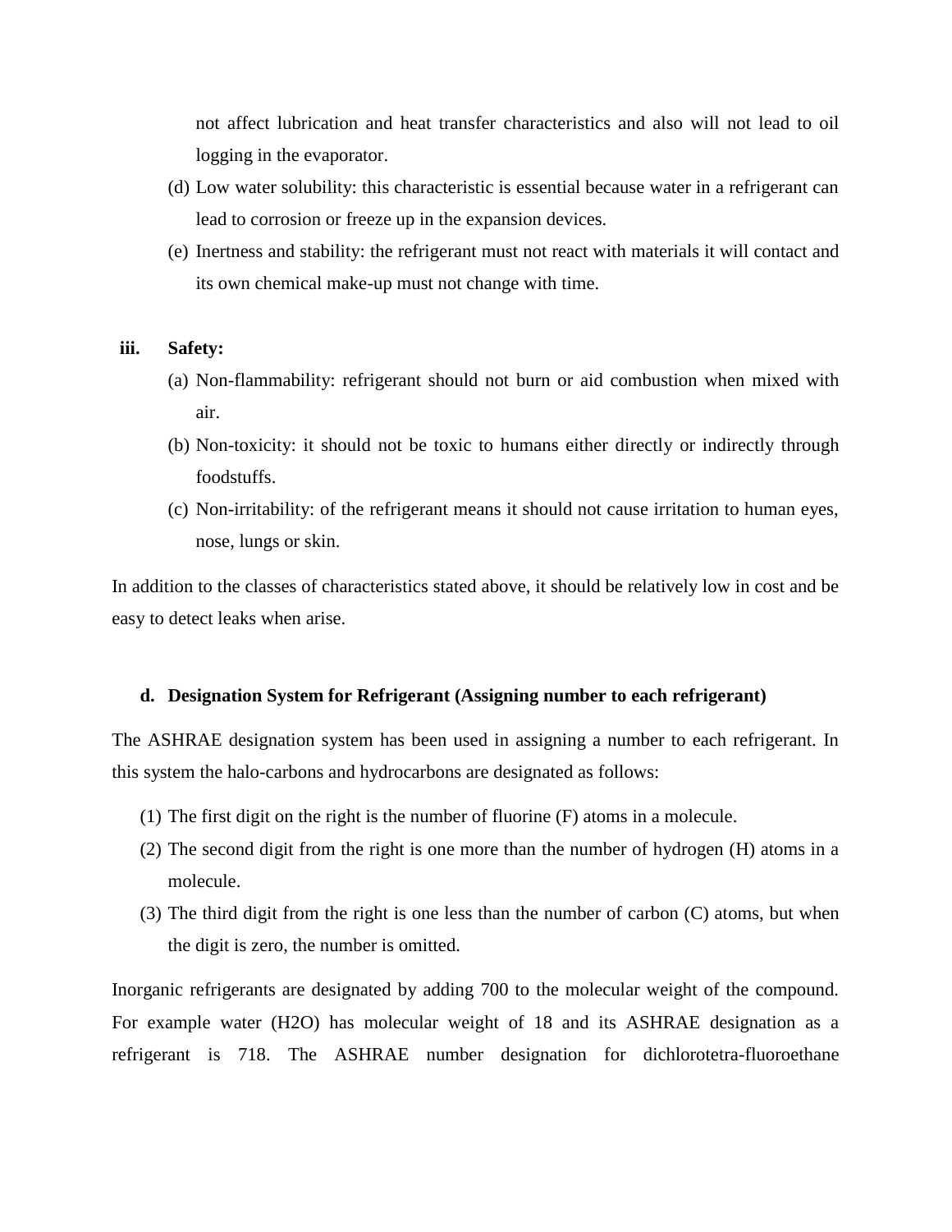not affect lubrication and heat transfer characteristics and also will not lead to oil logging in the evaporator.

(d) Low water solubility: this characteristic is essential because water in a refrigerant can lead to corrosion or freeze up in the expansion devices.

(e) Inertness and stability: the refrigerant must not react with materials it will contact and its own chemical make-up must not change with time.

**iii. Safety:**

(a) Non-flammability: refrigerant should not burn or aid combustion when mixed with air.

(b) Non-toxicity: it should not be toxic to humans either directly or indirectly through foodstuffs.

(c) Non-irritability: of the refrigerant means it should not cause irritation to human eyes, nose, lungs or skin.

In addition to the classes of characteristics stated above, it should be relatively low in cost and be easy to detect leaks when arise.

### d. Designation System for Refrigerant (Assigning number to each refrigerant)

The ASHRAE designation system has been used in assigning a number to each refrigerant. In this system the halo-carbons and hydrocarbons are designated as follows:

(1) The first digit on the right is the number of fluorine (F) atoms in a molecule.

(2) The second digit from the right is one more than the number of hydrogen (H) atoms in a molecule.

(3) The third digit from the right is one less than the number of carbon (C) atoms, but when the digit is zero, the number is omitted.

Inorganic refrigerants are designated by adding 700 to the molecular weight of the compound. For example water ($H_2O$) has molecular weight of 18 and its ASHRAE designation as a refrigerant is 718. The ASHRAE number designation for dichlorotetra-fluoroethane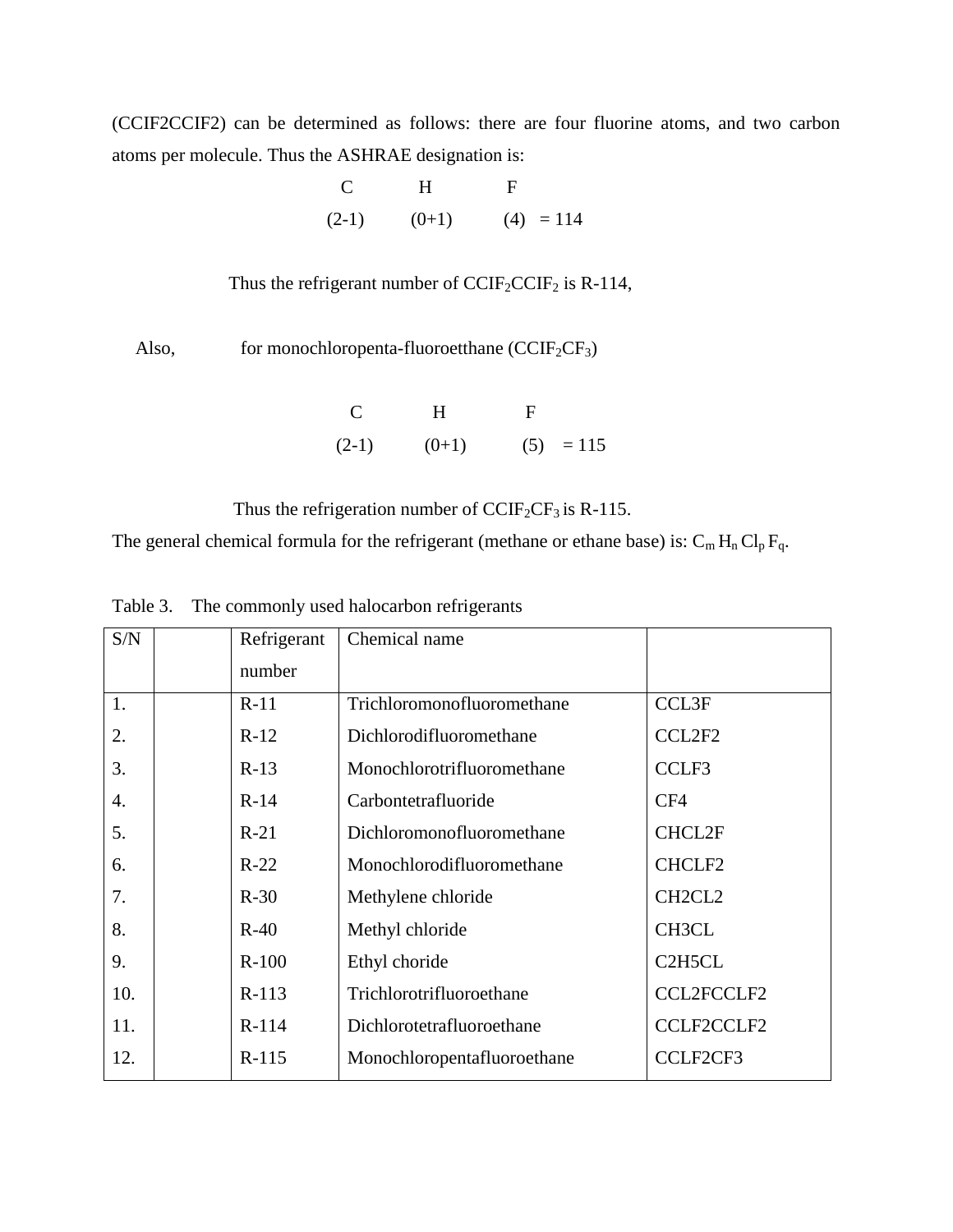(CCIF2CCIF2) can be determined as follows: there are four fluorine atoms, and two carbon atoms per molecule. Thus the ASHRAE designation is:

| C | H | F | |
|---|---|---|---|
| (2-1) | (0+1) | (4) | = 114 |

Thus the refrigerant number of $CCIF_2CCIF_2$ is R-114,

Also, for monochloropenta-fluoroetthane ($CCIF_2CF_3$)

| C | H | F | |
|---|---|---|---|
| (2-1) | (0+1) | (5) | = 115 |

Thus the refrigeration number of $CCIF_2CF_3$ is R-115.

The general chemical formula for the refrigerant (methane or ethane base) is: $C_m H_n Cl_p F_q$.

Table 3. The commonly used halocarbon refrigerants

| S/N | | Refrigerant number | Chemical name | |
|---|---|---|---|---|
| 1. | | R-11 | Trichloromonofluoromethane | CCL3F |
| 2. | | R-12 | Dichlorodifluoromethane | CCL2F2 |
| 3. | | R-13 | Monochlorotrifluoromethane | CCLF3 |
| 4. | | R-14 | Carbontetrafluoride | CF4 |
| 5. | | R-21 | Dichloromonofluoromethane | CHCL2F |
| 6. | | R-22 | Monochlorodifluoromethane | CHCLF2 |
| 7. | | R-30 | Methylene chloride | CH2CL2 |
| 8. | | R-40 | Methyl chloride | CH3CL |
| 9. | | R-100 | Ethyl choride | C2H5CL |
| 10. | | R-113 | Trichlorotrifluoroethane | CCL2FCCLF2 |
| 11. | | R-114 | Dichlorotetrafluoroethane | CCLF2CCLF2 |
| 12. | | R-115 | Monochloropentafluoroethane | CCLF2CF3 |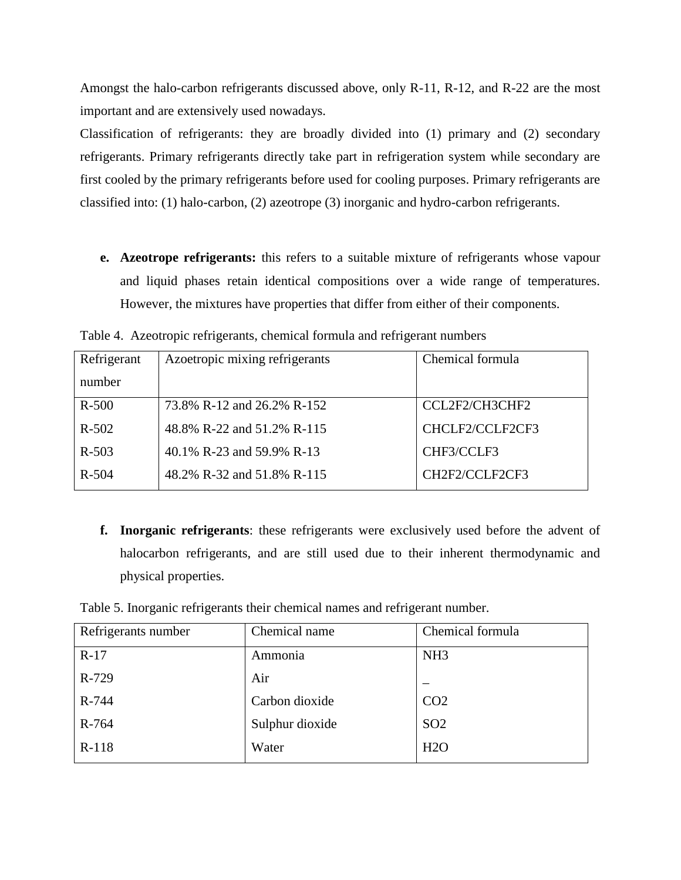Amongst the halo-carbon refrigerants discussed above, only R-11, R-12, and R-22 are the most important and are extensively used nowadays.

Classification of refrigerants: they are broadly divided into (1) primary and (2) secondary refrigerants. Primary refrigerants directly take part in refrigeration system while secondary are first cooled by the primary refrigerants before used for cooling purposes. Primary refrigerants are classified into: (1) halo-carbon, (2) azeotrope (3) inorganic and hydro-carbon refrigerants.

e. **Azeotrope refrigerants:** this refers to a suitable mixture of refrigerants whose vapour and liquid phases retain identical compositions over a wide range of temperatures. However, the mixtures have properties that differ from either of their components.

Table 4. Azeotropic refrigerants, chemical formula and refrigerant numbers

| Refrigerant number | Azoetropic mixing refrigerants | Chemical formula |
|---|---|---|
| R-500 | 73.8% R-12 and 26.2% R-152 | $CCL_2F_2/CH_3CHF_2$ |
| R-502 | 48.8% R-22 and 51.2% R-115 | $CHCLF_2/CCLF_2CF_3$ |
| R-503 | 40.1% R-23 and 59.9% R-13 | $CHF_3/CCLF_3$ |
| R-504 | 48.2% R-32 and 51.8% R-115 | $CH_2F_2/CCLF_2CF_3$ |

f. **Inorganic refrigerants**: these refrigerants were exclusively used before the advent of halocarbon refrigerants, and are still used due to their inherent thermodynamic and physical properties.

Table 5. Inorganic refrigerants their chemical names and refrigerant number.

| Refrigerants number | Chemical name | Chemical formula |
|---|---|---|
| R-17 | Ammonia | $NH_3$ |
| R-729 | Air | _ |
| R-744 | Carbon dioxide | $CO_2$ |
| R-764 | Sulphur dioxide | $SO_2$ |
| R-118 | Water | $H_2O$ |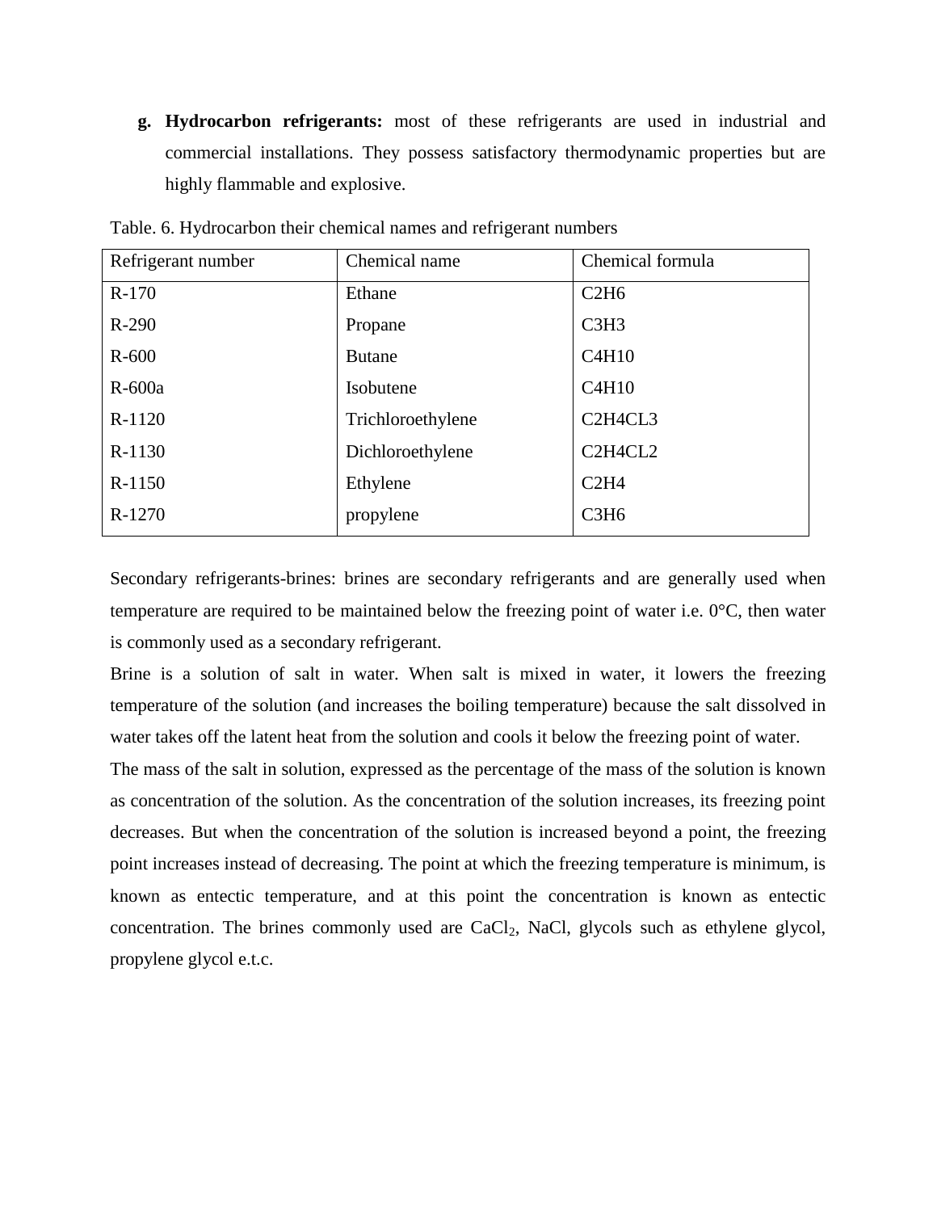**g. Hydrocarbon refrigerants:** most of these refrigerants are used in industrial and commercial installations. They possess satisfactory thermodynamic properties but are highly flammable and explosive.

Table. 6. Hydrocarbon their chemical names and refrigerant numbers

| Refrigerant number | Chemical name | Chemical formula |
|---|---|---|
| R-170 | Ethane | $C_2H_6$ |
| R-290 | Propane | $C_3H_3$ |
| R-600 | Butane | $C_4H_{10}$ |
| R-600a | Isobutene | $C_4H_{10}$ |
| R-1120 | Trichloroethylene | $C_2H_4CL_3$ |
| R-1130 | Dichloroethylene | $C_2H_4CL_2$ |
| R-1150 | Ethylene | $C_2H_4$ |
| R-1270 | propylene | $C_3H_6$ |

Secondary refrigerants-brines: brines are secondary refrigerants and are generally used when temperature are required to be maintained below the freezing point of water i.e. 0°C, then water is commonly used as a secondary refrigerant.

Brine is a solution of salt in water. When salt is mixed in water, it lowers the freezing temperature of the solution (and increases the boiling temperature) because the salt dissolved in water takes off the latent heat from the solution and cools it below the freezing point of water.

The mass of the salt in solution, expressed as the percentage of the mass of the solution is known as concentration of the solution. As the concentration of the solution increases, its freezing point decreases. But when the concentration of the solution is increased beyond a point, the freezing point increases instead of decreasing. The point at which the freezing temperature is minimum, is known as entectic temperature, and at this point the concentration is known as entectic concentration. The brines commonly used are $CaCl_2$, NaCl, glycols such as ethylene glycol, propylene glycol e.t.c.